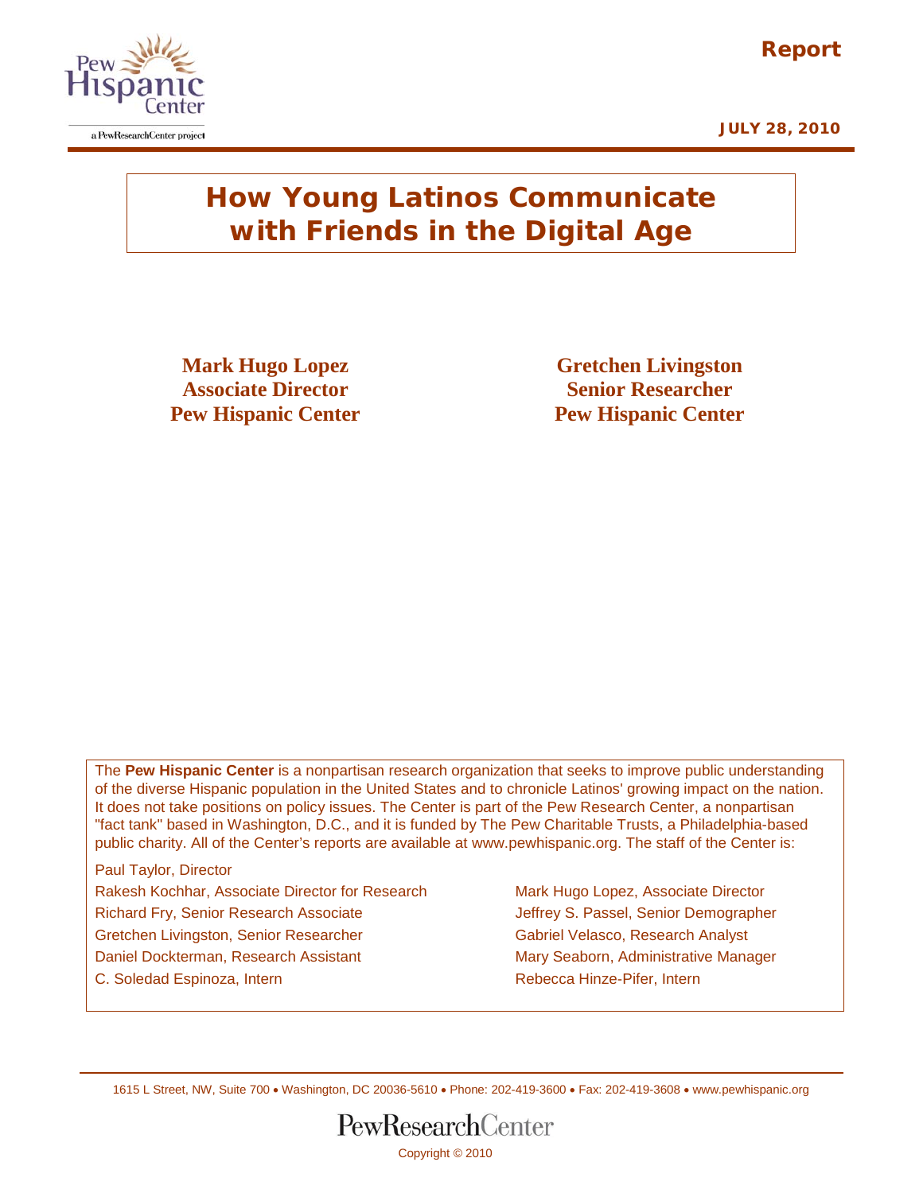Report

JULY 28, 2010

# How Young Latinos Communicate with Friends in the Digital Age

**Mark Hugo Lopez**
**Associate Director**
**Pew Hispanic Center**

**Gretchen Livingston**
**Senior Researcher**
**Pew Hispanic Center**

The **Pew Hispanic Center** is a nonpartisan research organization that seeks to improve public understanding of the diverse Hispanic population in the United States and to chronicle Latinos' growing impact on the nation. It does not take positions on policy issues. The Center is part of the Pew Research Center, a nonpartisan "fact tank" based in Washington, D.C., and it is funded by The Pew Charitable Trusts, a Philadelphia-based public charity. All of the Center's reports are available at www.pewhispanic.org. The staff of the Center is:

Paul Taylor, Director
Rakesh Kochhar, Associate Director for Research
Richard Fry, Senior Research Associate
Gretchen Livingston, Senior Researcher
Daniel Dockterman, Research Assistant
C. Soledad Espinoza, Intern
Mark Hugo Lopez, Associate Director
Jeffrey S. Passel, Senior Demographer
Gabriel Velasco, Research Analyst
Mary Seaborn, Administrative Manager
Rebecca Hinze-Pifer, Intern

1615 L Street, NW, Suite 700 • Washington, DC 20036-5610 • Phone: 202-419-3600 • Fax: 202-419-3608 • www.pewhispanic.org

Copyright © 2010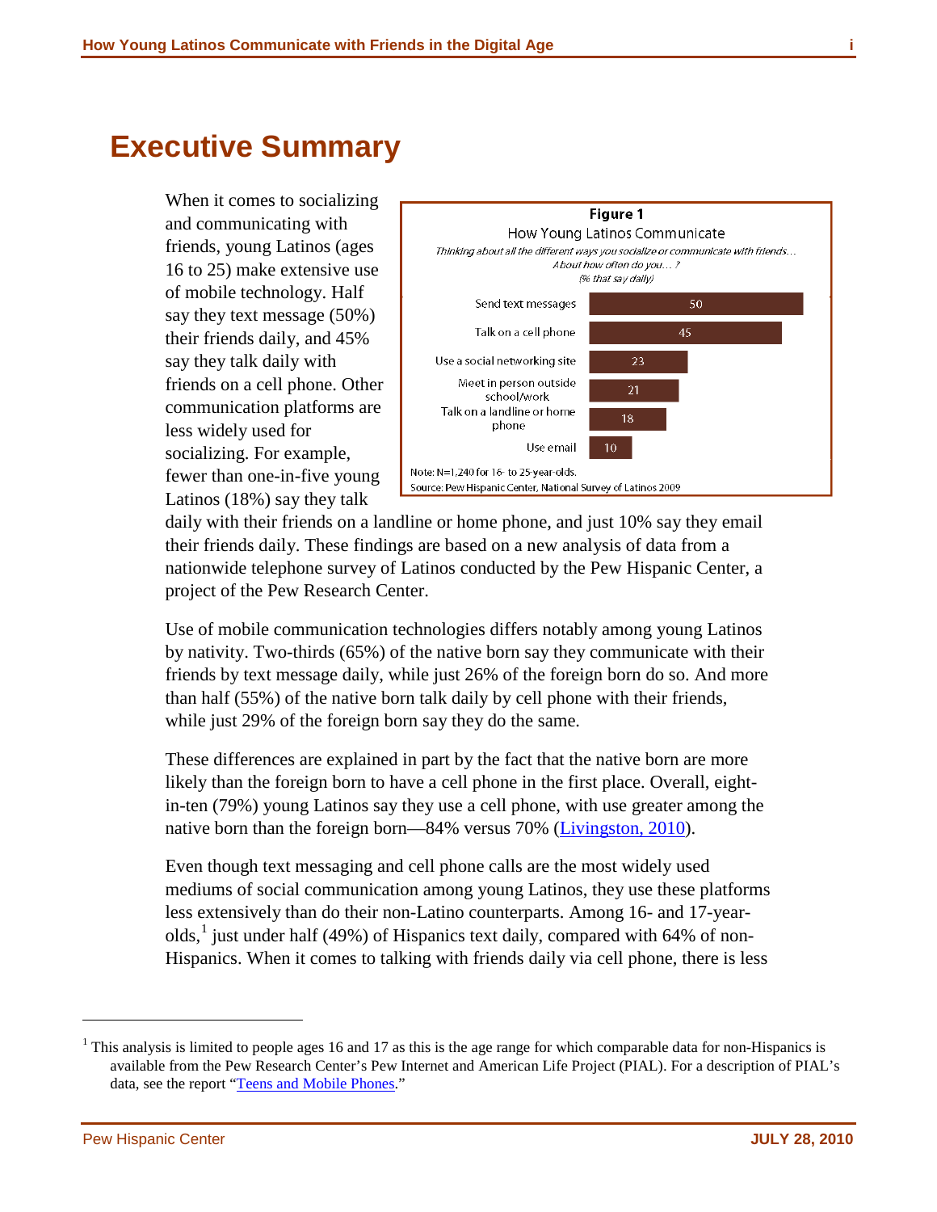# Executive Summary

When it comes to socializing and communicating with friends, young Latinos (ages 16 to 25) make extensive use of mobile technology. Half say they text message (50%) their friends daily, and 45% say they talk daily with friends on a cell phone. Other communication platforms are less widely used for socializing. For example, fewer than one-in-five young Latinos (18%) say they talk daily with their friends on a landline or home phone, and just 10% say they email their friends daily. These findings are based on a new analysis of data from a nationwide telephone survey of Latinos conducted by the Pew Hispanic Center, a project of the Pew Research Center.

**Figure 1**
How Young Latinos Communicate
*Thinking about all the different ways you socialize or communicate with friends… About how often do you… ?*
*(% that say daily)*

| | % daily |
|---|---|
| Send text messages | 50 |
| Talk on a cell phone | 45 |
| Use a social networking site | 23 |
| Meet in person outside school/work | 21 |
| Talk on a landline or home phone | 18 |
| Use email | 10 |

Note: N=1,240 for 16- to 25-year-olds.
Source: Pew Hispanic Center, National Survey of Latinos 2009

Use of mobile communication technologies differs notably among young Latinos by nativity. Two-thirds (65%) of the native born say they communicate with their friends by text message daily, while just 26% of the foreign born do so. And more than half (55%) of the native born talk daily by cell phone with their friends, while just 29% of the foreign born say they do the same.

These differences are explained in part by the fact that the native born are more likely than the foreign born to have a cell phone in the first place. Overall, eight-in-ten (79%) young Latinos say they use a cell phone, with use greater among the native born than the foreign born—84% versus 70% (Livingston, 2010).

Even though text messaging and cell phone calls are the most widely used mediums of social communication among young Latinos, they use these platforms less extensively than do their non-Latino counterparts. Among 16- and 17-year-olds,[1] just under half (49%) of Hispanics text daily, compared with 64% of non-Hispanics. When it comes to talking with friends daily via cell phone, there is less

[1] This analysis is limited to people ages 16 and 17 as this is the age range for which comparable data for non-Hispanics is available from the Pew Research Center's Pew Internet and American Life Project (PIAL). For a description of PIAL's data, see the report "Teens and Mobile Phones."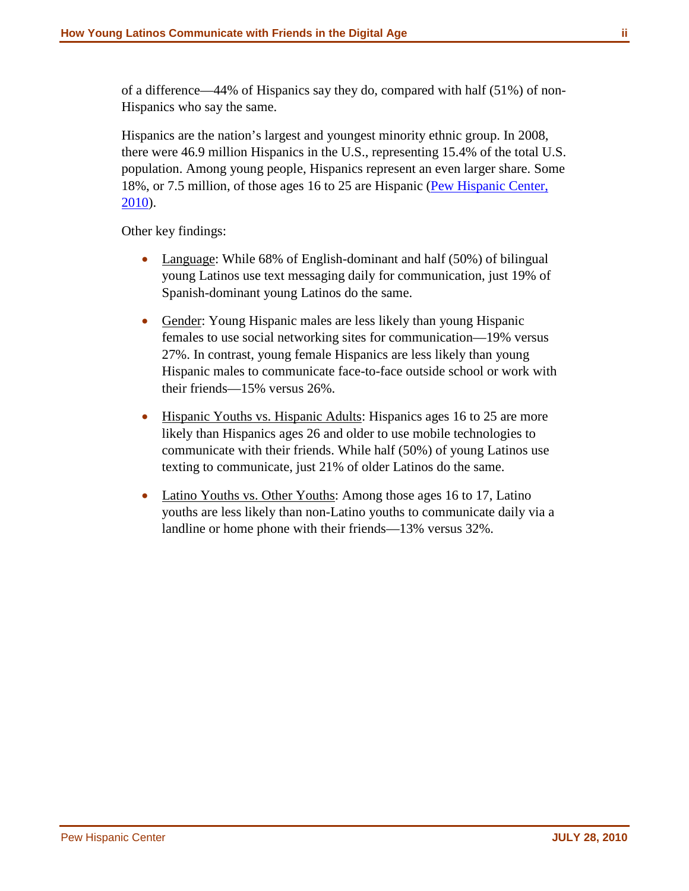of a difference—44% of Hispanics say they do, compared with half (51%) of non-Hispanics who say the same.

Hispanics are the nation's largest and youngest minority ethnic group. In 2008, there were 46.9 million Hispanics in the U.S., representing 15.4% of the total U.S. population. Among young people, Hispanics represent an even larger share. Some 18%, or 7.5 million, of those ages 16 to 25 are Hispanic (Pew Hispanic Center, 2010).

Other key findings:

- Language: While 68% of English-dominant and half (50%) of bilingual young Latinos use text messaging daily for communication, just 19% of Spanish-dominant young Latinos do the same.
- Gender: Young Hispanic males are less likely than young Hispanic females to use social networking sites for communication—19% versus 27%. In contrast, young female Hispanics are less likely than young Hispanic males to communicate face-to-face outside school or work with their friends—15% versus 26%.
- Hispanic Youths vs. Hispanic Adults: Hispanics ages 16 to 25 are more likely than Hispanics ages 26 and older to use mobile technologies to communicate with their friends. While half (50%) of young Latinos use texting to communicate, just 21% of older Latinos do the same.
- Latino Youths vs. Other Youths: Among those ages 16 to 17, Latino youths are less likely than non-Latino youths to communicate daily via a landline or home phone with their friends—13% versus 32%.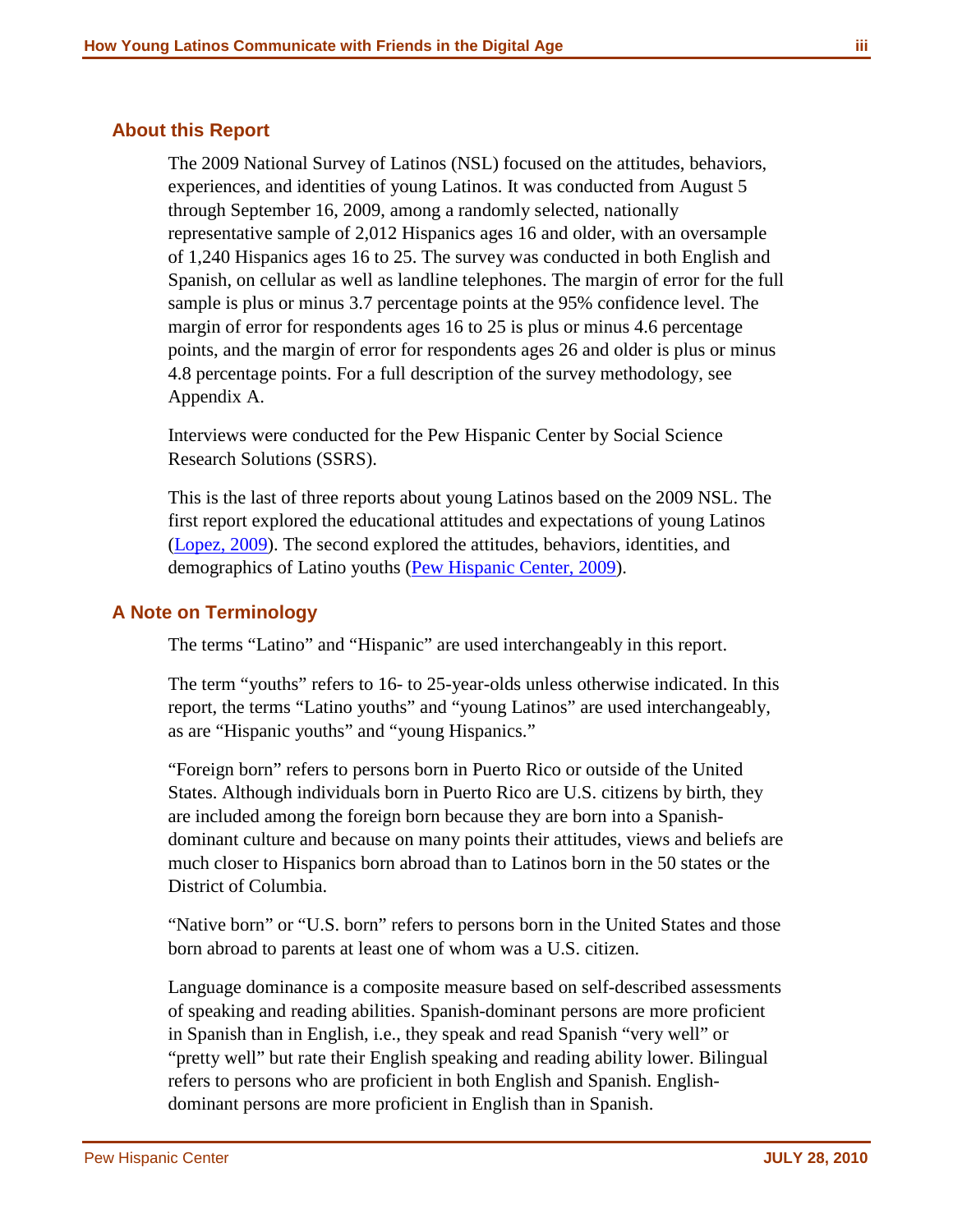## About this Report

The 2009 National Survey of Latinos (NSL) focused on the attitudes, behaviors, experiences, and identities of young Latinos. It was conducted from August 5 through September 16, 2009, among a randomly selected, nationally representative sample of 2,012 Hispanics ages 16 and older, with an oversample of 1,240 Hispanics ages 16 to 25. The survey was conducted in both English and Spanish, on cellular as well as landline telephones. The margin of error for the full sample is plus or minus 3.7 percentage points at the 95% confidence level. The margin of error for respondents ages 16 to 25 is plus or minus 4.6 percentage points, and the margin of error for respondents ages 26 and older is plus or minus 4.8 percentage points. For a full description of the survey methodology, see Appendix A.

Interviews were conducted for the Pew Hispanic Center by Social Science Research Solutions (SSRS).

This is the last of three reports about young Latinos based on the 2009 NSL. The first report explored the educational attitudes and expectations of young Latinos (Lopez, 2009). The second explored the attitudes, behaviors, identities, and demographics of Latino youths (Pew Hispanic Center, 2009).

## A Note on Terminology

The terms "Latino" and "Hispanic" are used interchangeably in this report.

The term "youths" refers to 16- to 25-year-olds unless otherwise indicated. In this report, the terms "Latino youths" and "young Latinos" are used interchangeably, as are "Hispanic youths" and "young Hispanics."

"Foreign born" refers to persons born in Puerto Rico or outside of the United States. Although individuals born in Puerto Rico are U.S. citizens by birth, they are included among the foreign born because they are born into a Spanish-dominant culture and because on many points their attitudes, views and beliefs are much closer to Hispanics born abroad than to Latinos born in the 50 states or the District of Columbia.

"Native born" or "U.S. born" refers to persons born in the United States and those born abroad to parents at least one of whom was a U.S. citizen.

Language dominance is a composite measure based on self-described assessments of speaking and reading abilities. Spanish-dominant persons are more proficient in Spanish than in English, i.e., they speak and read Spanish "very well" or "pretty well" but rate their English speaking and reading ability lower. Bilingual refers to persons who are proficient in both English and Spanish. English-dominant persons are more proficient in English than in Spanish.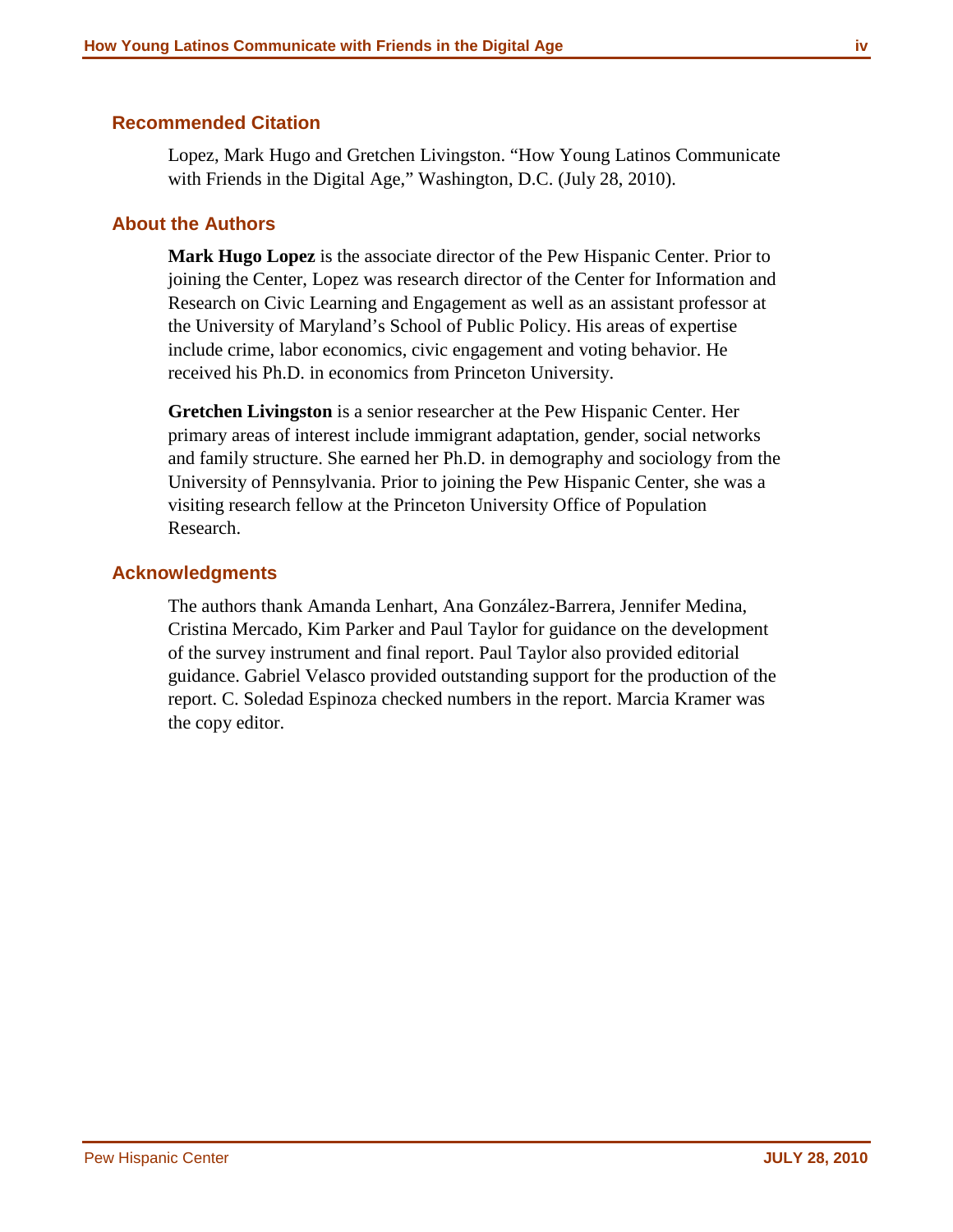## Recommended Citation

Lopez, Mark Hugo and Gretchen Livingston. "How Young Latinos Communicate with Friends in the Digital Age," Washington, D.C. (July 28, 2010).

## About the Authors

**Mark Hugo Lopez** is the associate director of the Pew Hispanic Center. Prior to joining the Center, Lopez was research director of the Center for Information and Research on Civic Learning and Engagement as well as an assistant professor at the University of Maryland's School of Public Policy. His areas of expertise include crime, labor economics, civic engagement and voting behavior. He received his Ph.D. in economics from Princeton University.

**Gretchen Livingston** is a senior researcher at the Pew Hispanic Center. Her primary areas of interest include immigrant adaptation, gender, social networks and family structure. She earned her Ph.D. in demography and sociology from the University of Pennsylvania. Prior to joining the Pew Hispanic Center, she was a visiting research fellow at the Princeton University Office of Population Research.

## Acknowledgments

The authors thank Amanda Lenhart, Ana González-Barrera, Jennifer Medina, Cristina Mercado, Kim Parker and Paul Taylor for guidance on the development of the survey instrument and final report. Paul Taylor also provided editorial guidance. Gabriel Velasco provided outstanding support for the production of the report. C. Soledad Espinoza checked numbers in the report. Marcia Kramer was the copy editor.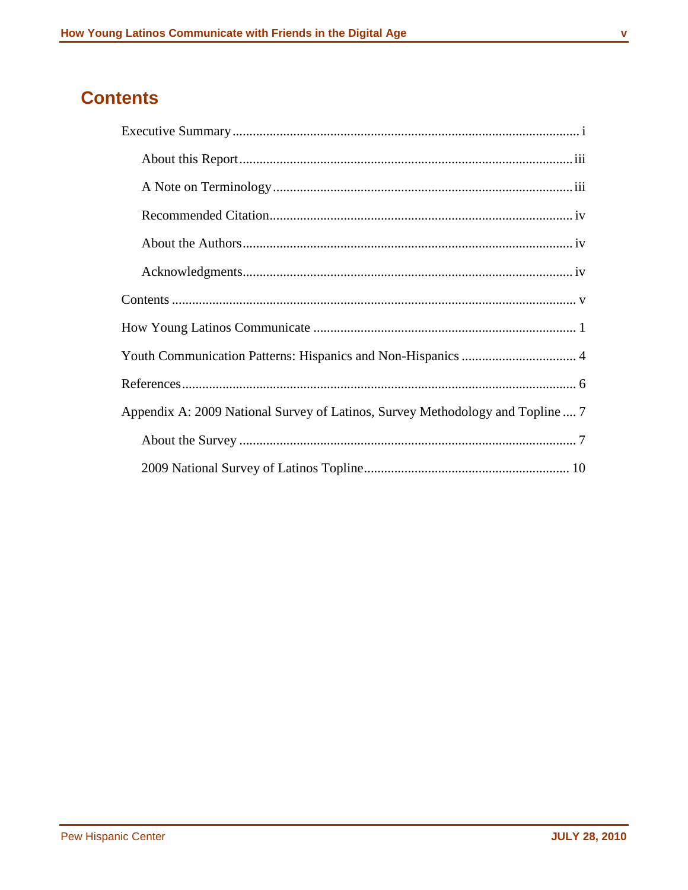# Contents

Executive Summary ........................................................................................................ i

- About this Report ...................................................................................................... iii
- A Note on Terminology ............................................................................................. iii
- Recommended Citation .............................................................................................. iv
- About the Authors ...................................................................................................... iv
- Acknowledgments ...................................................................................................... iv

Contents ....................................................................................................................... v

How Young Latinos Communicate ................................................................................ 1

Youth Communication Patterns: Hispanics and Non-Hispanics ................................... 4

References .................................................................................................................... 6

Appendix A: 2009 National Survey of Latinos, Survey Methodology and Topline .... 7

- About the Survey ......................................................................................................... 7
- 2009 National Survey of Latinos Topline ................................................................... 10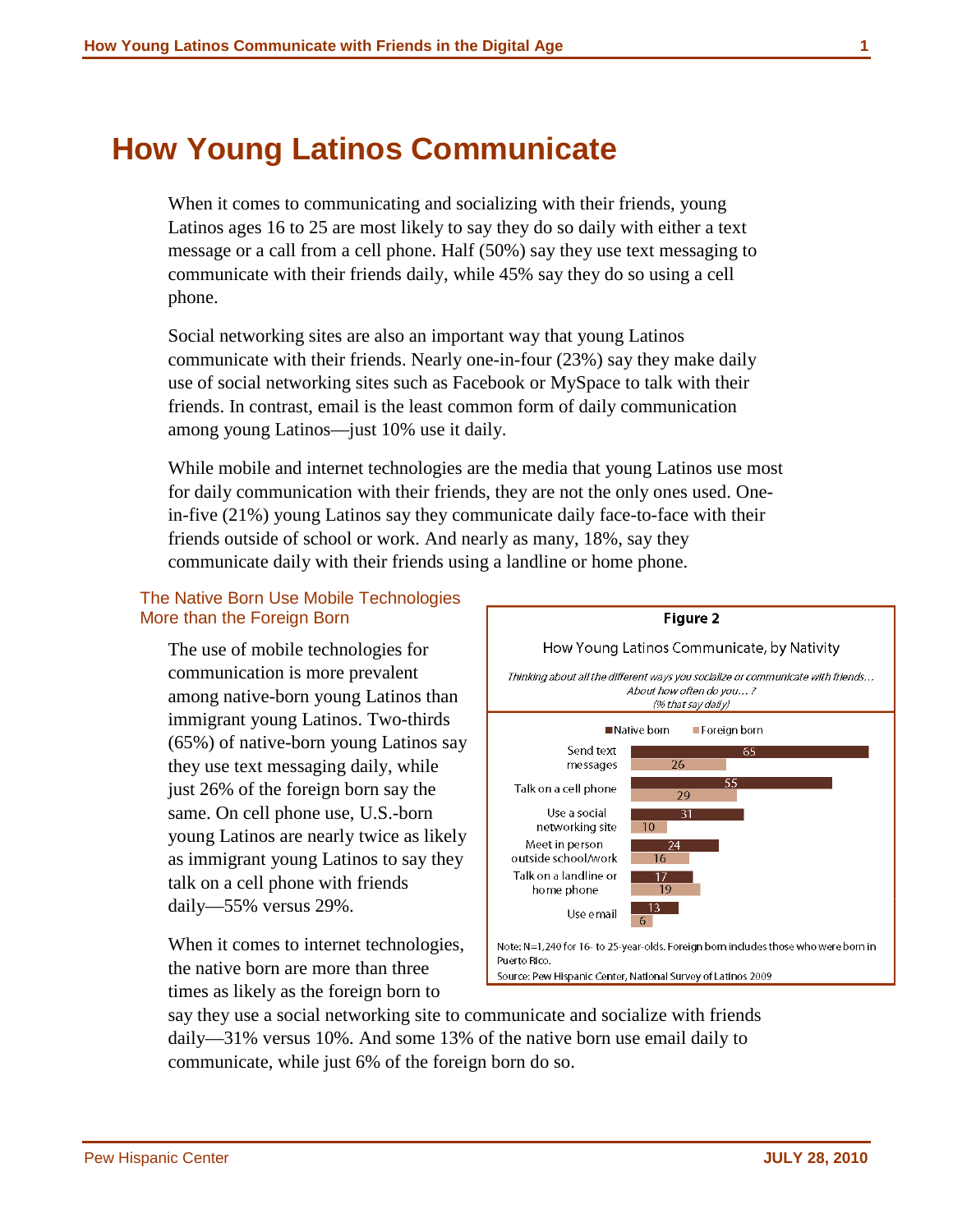# How Young Latinos Communicate

When it comes to communicating and socializing with their friends, young Latinos ages 16 to 25 are most likely to say they do so daily with either a text message or a call from a cell phone. Half (50%) say they use text messaging to communicate with their friends daily, while 45% say they do so using a cell phone.

Social networking sites are also an important way that young Latinos communicate with their friends. Nearly one-in-four (23%) say they make daily use of social networking sites such as Facebook or MySpace to talk with their friends. In contrast, email is the least common form of daily communication among young Latinos—just 10% use it daily.

While mobile and internet technologies are the media that young Latinos use most for daily communication with their friends, they are not the only ones used. One-in-five (21%) young Latinos say they communicate daily face-to-face with their friends outside of school or work. And nearly as many, 18%, say they communicate daily with their friends using a landline or home phone.

## The Native Born Use Mobile Technologies More than the Foreign Born

The use of mobile technologies for communication is more prevalent among native-born young Latinos than immigrant young Latinos. Two-thirds (65%) of native-born young Latinos say they use text messaging daily, while just 26% of the foreign born say the same. On cell phone use, U.S.-born young Latinos are nearly twice as likely as immigrant young Latinos to say they talk on a cell phone with friends daily—55% versus 29%.

**Figure 2**

How Young Latinos Communicate, by Nativity

*Thinking about all the different ways you socialize or communicate with friends… About how often do you… ? (% that say daily)*

| | Native born | Foreign born |
|---|---|---|
| Send text messages | 65 | 26 |
| Talk on a cell phone | 55 | 29 |
| Use a social networking site | 31 | 10 |
| Meet in person outside school/work | 24 | 16 |
| Talk on a landline or home phone | 17 | 19 |
| Use email | 13 | 6 |

Note: N=1,240 for 16- to 25-year-olds. Foreign born includes those who were born in Puerto Rico.
Source: Pew Hispanic Center, National Survey of Latinos 2009

When it comes to internet technologies, the native born are more than three times as likely as the foreign born to say they use a social networking site to communicate and socialize with friends daily—31% versus 10%. And some 13% of the native born use email daily to communicate, while just 6% of the foreign born do so.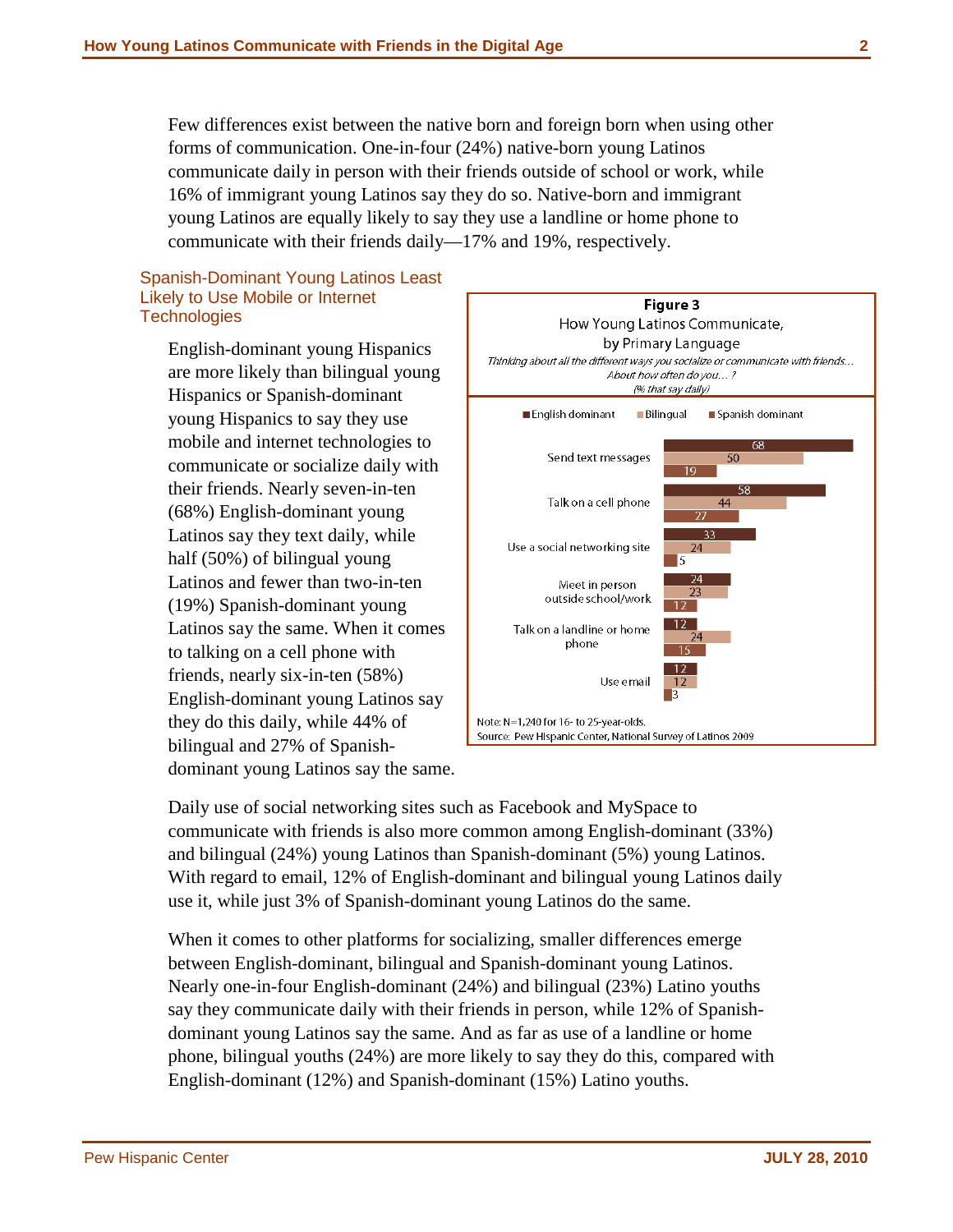Few differences exist between the native born and foreign born when using other forms of communication. One-in-four (24%) native-born young Latinos communicate daily in person with their friends outside of school or work, while 16% of immigrant young Latinos say they do so. Native-born and immigrant young Latinos are equally likely to say they use a landline or home phone to communicate with their friends daily—17% and 19%, respectively.

### Spanish-Dominant Young Latinos Least Likely to Use Mobile or Internet Technologies

English-dominant young Hispanics are more likely than bilingual young Hispanics or Spanish-dominant young Hispanics to say they use mobile and internet technologies to communicate or socialize daily with their friends. Nearly seven-in-ten (68%) English-dominant young Latinos say they text daily, while half (50%) of bilingual young Latinos and fewer than two-in-ten (19%) Spanish-dominant young Latinos say the same. When it comes to talking on a cell phone with friends, nearly six-in-ten (58%) English-dominant young Latinos say they do this daily, while 44% of bilingual and 27% of Spanish-dominant young Latinos say the same.

**Figure 3**

How Young Latinos Communicate, by Primary Language

*Thinking about all the different ways you socialize or communicate with friends… About how often do you… ? (% that say daily)*

| | English dominant | Bilingual | Spanish dominant |
|---|---|---|---|
| Send text messages | 68 | 50 | 19 |
| Talk on a cell phone | 58 | 44 | 27 |
| Use a social networking site | 33 | 24 | 5 |
| Meet in person outside school/work | 24 | 23 | 12 |
| Talk on a landline or home phone | 12 | 24 | 15 |
| Use email | 12 | 12 | 3 |

Note: N=1,240 for 16- to 25-year-olds.
Source: Pew Hispanic Center, National Survey of Latinos 2009

Daily use of social networking sites such as Facebook and MySpace to communicate with friends is also more common among English-dominant (33%) and bilingual (24%) young Latinos than Spanish-dominant (5%) young Latinos. With regard to email, 12% of English-dominant and bilingual young Latinos daily use it, while just 3% of Spanish-dominant young Latinos do the same.

When it comes to other platforms for socializing, smaller differences emerge between English-dominant, bilingual and Spanish-dominant young Latinos. Nearly one-in-four English-dominant (24%) and bilingual (23%) Latino youths say they communicate daily with their friends in person, while 12% of Spanish-dominant young Latinos say the same. And as far as use of a landline or home phone, bilingual youths (24%) are more likely to say they do this, compared with English-dominant (12%) and Spanish-dominant (15%) Latino youths.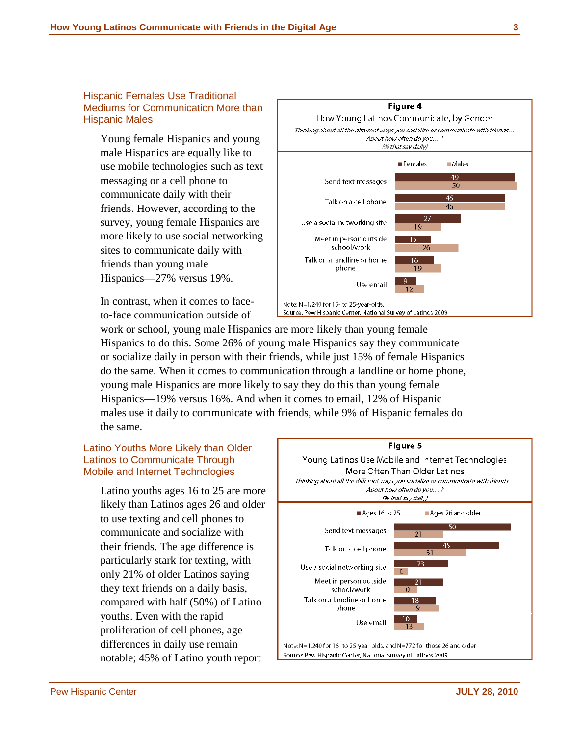### Hispanic Females Use Traditional Mediums for Communication More than Hispanic Males

Young female Hispanics and young male Hispanics are equally like to use mobile technologies such as text messaging or a cell phone to communicate daily with their friends. However, according to the survey, young female Hispanics are more likely to use social networking sites to communicate daily with friends than young male Hispanics—27% versus 19%.

In contrast, when it comes to face-to-face communication outside of work or school, young male Hispanics are more likely than young female Hispanics to do this. Some 26% of young male Hispanics say they communicate or socialize daily in person with their friends, while just 15% of female Hispanics do the same. When it comes to communication through a landline or home phone, young male Hispanics are more likely to say they do this than young female Hispanics—19% versus 16%. And when it comes to email, 12% of Hispanic males use it daily to communicate with friends, while 9% of Hispanic females do the same.

**Figure 4**

How Young Latinos Communicate, by Gender

*Thinking about all the different ways you socialize or communicate with friends… About how often do you… ?*
*(% that say daily)*

| | Females | Males |
|---|---|---|
| Send text messages | 49 | 50 |
| Talk on a cell phone | 45 | 45 |
| Use a social networking site | 27 | 19 |
| Meet in person outside school/work | 15 | 26 |
| Talk on a landline or home phone | 16 | 19 |
| Use email | 9 | 12 |

Note: N=1,240 for 16- to 25-year-olds.
Source: Pew Hispanic Center, National Survey of Latinos 2009

### Latino Youths More Likely than Older Latinos to Communicate Through Mobile and Internet Technologies

Latino youths ages 16 to 25 are more likely than Latinos ages 26 and older to use texting and cell phones to communicate and socialize with their friends. The age difference is particularly stark for texting, with only 21% of older Latinos saying they text friends on a daily basis, compared with half (50%) of Latino youths. Even with the rapid proliferation of cell phones, age differences in daily use remain notable; 45% of Latino youth report

**Figure 5**

Young Latinos Use Mobile and Internet Technologies More Often Than Older Latinos

*Thinking about all the different ways you socialize or communicate with friends… About how often do you… ?*
*(% that say daily)*

| | Ages 16 to 25 | Ages 26 and older |
|---|---|---|
| Send text messages | 50 | 21 |
| Talk on a cell phone | 45 | 31 |
| Use a social networking site | 23 | 6 |
| Meet in person outside school/work | 21 | 10 |
| Talk on a landline or home phone | 18 | 19 |
| Use email | 10 | 13 |

Note: N=1,240 for 16- to 25-year-olds, and N=772 for those 26 and older
Source: Pew Hispanic Center, National Survey of Latinos 2009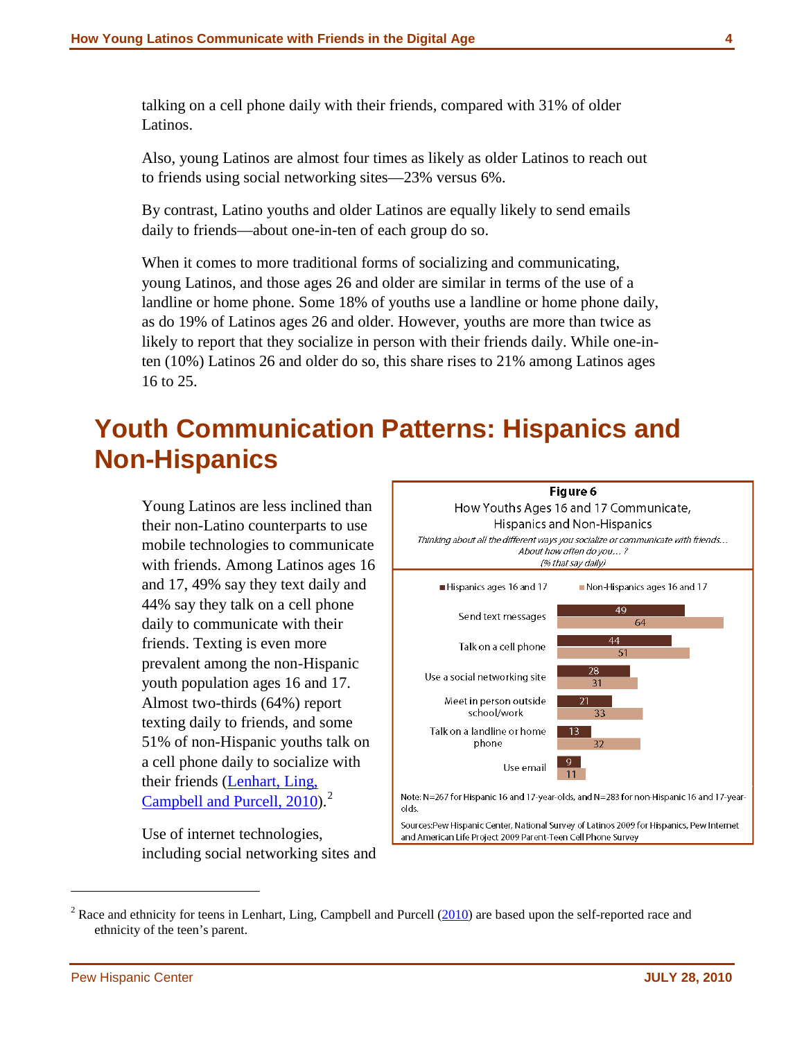talking on a cell phone daily with their friends, compared with 31% of older Latinos.

Also, young Latinos are almost four times as likely as older Latinos to reach out to friends using social networking sites—23% versus 6%.

By contrast, Latino youths and older Latinos are equally likely to send emails daily to friends—about one-in-ten of each group do so.

When it comes to more traditional forms of socializing and communicating, young Latinos, and those ages 26 and older are similar in terms of the use of a landline or home phone. Some 18% of youths use a landline or home phone daily, as do 19% of Latinos ages 26 and older. However, youths are more than twice as likely to report that they socialize in person with their friends daily. While one-in-ten (10%) Latinos 26 and older do so, this share rises to 21% among Latinos ages 16 to 25.

# Youth Communication Patterns: Hispanics and Non-Hispanics

Young Latinos are less inclined than their non-Latino counterparts to use mobile technologies to communicate with friends. Among Latinos ages 16 and 17, 49% say they text daily and 44% say they talk on a cell phone daily to communicate with their friends. Texting is even more prevalent among the non-Hispanic youth population ages 16 and 17. Almost two-thirds (64%) report texting daily to friends, and some 51% of non-Hispanic youths talk on a cell phone daily to socialize with their friends (Lenhart, Ling, Campbell and Purcell, 2010).[2]

**Figure 6**

How Youths Ages 16 and 17 Communicate, Hispanics and Non-Hispanics

*Thinking about all the different ways you socialize or communicate with friends... About how often do you... ? (% that say daily)*

| | Hispanics ages 16 and 17 | Non-Hispanics ages 16 and 17 |
|---|---|---|
| Send text messages | 49 | 64 |
| Talk on a cell phone | 44 | 51 |
| Use a social networking site | 28 | 31 |
| Meet in person outside school/work | 21 | 33 |
| Talk on a landline or home phone | 13 | 32 |
| Use email | 9 | 11 |

Note: N=267 for Hispanic 16 and 17-year-olds, and N=283 for non-Hispanic 16 and 17-year-olds.

Sources: Pew Hispanic Center, National Survey of Latinos 2009 for Hispanics, Pew Internet and American Life Project 2009 Parent-Teen Cell Phone Survey

Use of internet technologies, including social networking sites and

[2] Race and ethnicity for teens in Lenhart, Ling, Campbell and Purcell (2010) are based upon the self-reported race and ethnicity of the teen's parent.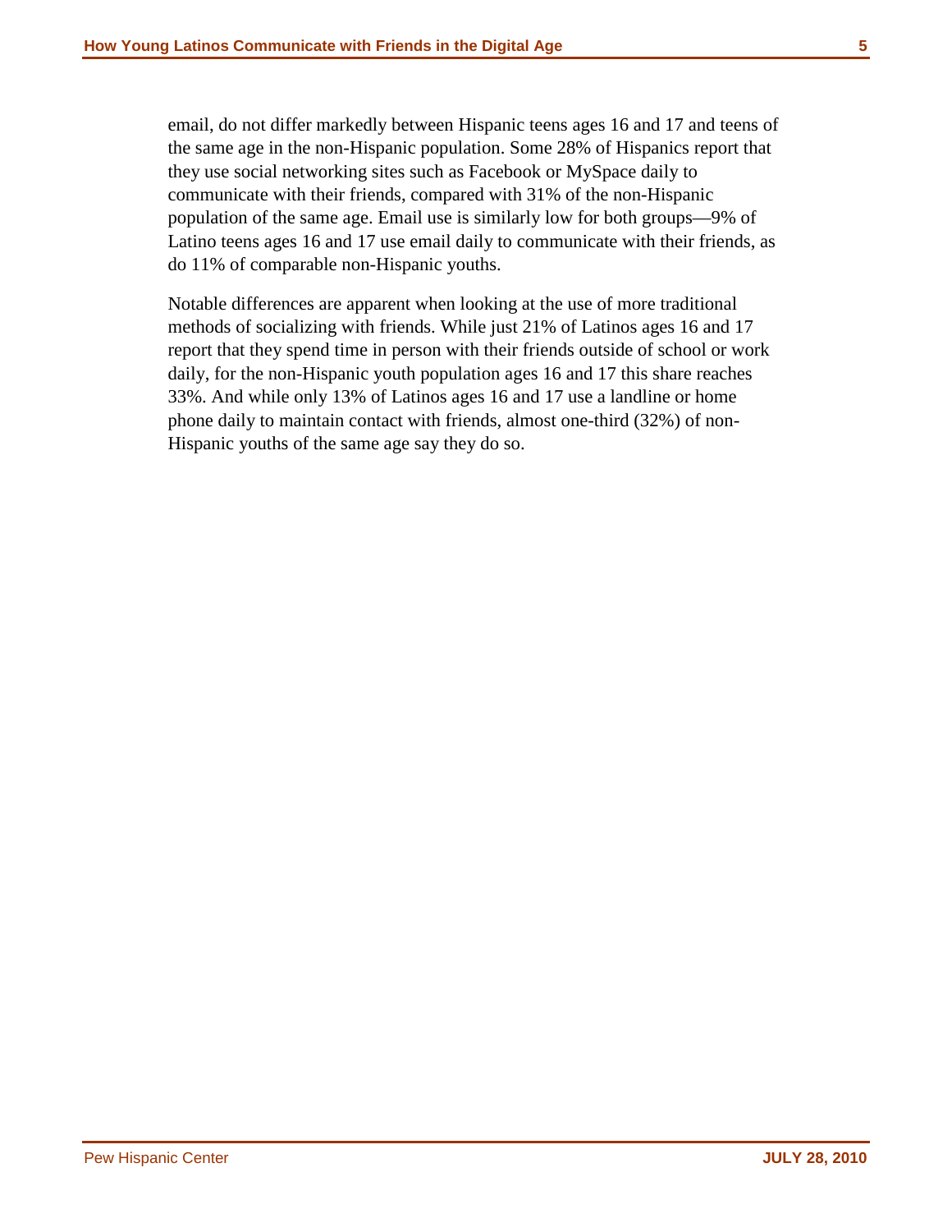email, do not differ markedly between Hispanic teens ages 16 and 17 and teens of the same age in the non-Hispanic population. Some 28% of Hispanics report that they use social networking sites such as Facebook or MySpace daily to communicate with their friends, compared with 31% of the non-Hispanic population of the same age. Email use is similarly low for both groups—9% of Latino teens ages 16 and 17 use email daily to communicate with their friends, as do 11% of comparable non-Hispanic youths.

Notable differences are apparent when looking at the use of more traditional methods of socializing with friends. While just 21% of Latinos ages 16 and 17 report that they spend time in person with their friends outside of school or work daily, for the non-Hispanic youth population ages 16 and 17 this share reaches 33%. And while only 13% of Latinos ages 16 and 17 use a landline or home phone daily to maintain contact with friends, almost one-third (32%) of non-Hispanic youths of the same age say they do so.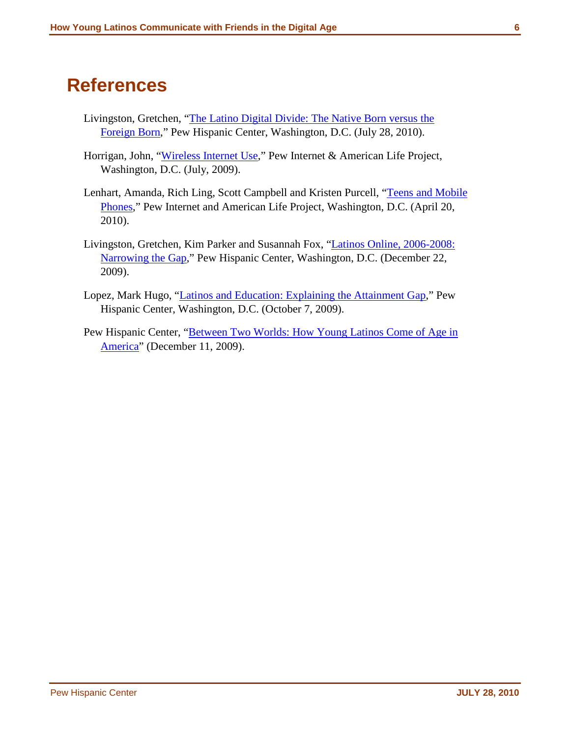# References

Livingston, Gretchen, "The Latino Digital Divide: The Native Born versus the Foreign Born," Pew Hispanic Center, Washington, D.C. (July 28, 2010).

Horrigan, John, "Wireless Internet Use," Pew Internet & American Life Project, Washington, D.C. (July, 2009).

Lenhart, Amanda, Rich Ling, Scott Campbell and Kristen Purcell, "Teens and Mobile Phones," Pew Internet and American Life Project, Washington, D.C. (April 20, 2010).

Livingston, Gretchen, Kim Parker and Susannah Fox, "Latinos Online, 2006-2008: Narrowing the Gap," Pew Hispanic Center, Washington, D.C. (December 22, 2009).

Lopez, Mark Hugo, "Latinos and Education: Explaining the Attainment Gap," Pew Hispanic Center, Washington, D.C. (October 7, 2009).

Pew Hispanic Center, "Between Two Worlds: How Young Latinos Come of Age in America" (December 11, 2009).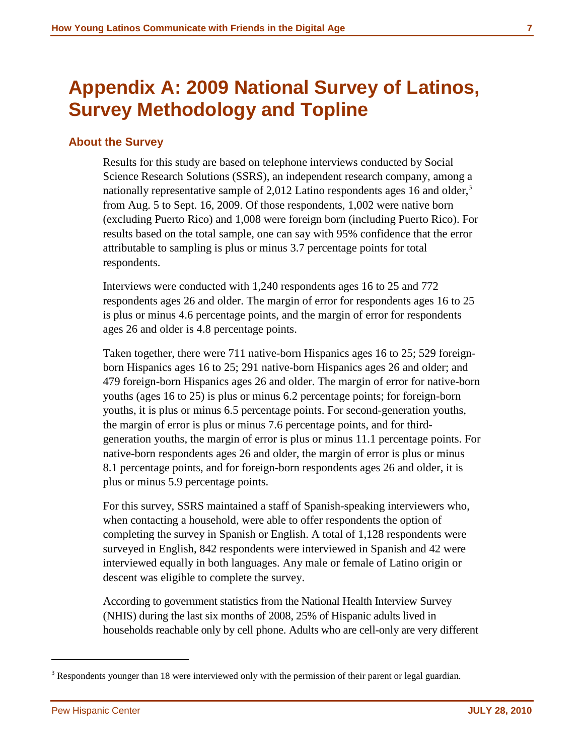# Appendix A: 2009 National Survey of Latinos, Survey Methodology and Topline

## About the Survey

Results for this study are based on telephone interviews conducted by Social Science Research Solutions (SSRS), an independent research company, among a nationally representative sample of 2,012 Latino respondents ages 16 and older,[3] from Aug. 5 to Sept. 16, 2009. Of those respondents, 1,002 were native born (excluding Puerto Rico) and 1,008 were foreign born (including Puerto Rico). For results based on the total sample, one can say with 95% confidence that the error attributable to sampling is plus or minus 3.7 percentage points for total respondents.

Interviews were conducted with 1,240 respondents ages 16 to 25 and 772 respondents ages 26 and older. The margin of error for respondents ages 16 to 25 is plus or minus 4.6 percentage points, and the margin of error for respondents ages 26 and older is 4.8 percentage points.

Taken together, there were 711 native-born Hispanics ages 16 to 25; 529 foreign-born Hispanics ages 16 to 25; 291 native-born Hispanics ages 26 and older; and 479 foreign-born Hispanics ages 26 and older. The margin of error for native-born youths (ages 16 to 25) is plus or minus 6.2 percentage points; for foreign-born youths, it is plus or minus 6.5 percentage points. For second-generation youths, the margin of error is plus or minus 7.6 percentage points, and for third-generation youths, the margin of error is plus or minus 11.1 percentage points. For native-born respondents ages 26 and older, the margin of error is plus or minus 8.1 percentage points, and for foreign-born respondents ages 26 and older, it is plus or minus 5.9 percentage points.

For this survey, SSRS maintained a staff of Spanish-speaking interviewers who, when contacting a household, were able to offer respondents the option of completing the survey in Spanish or English. A total of 1,128 respondents were surveyed in English, 842 respondents were interviewed in Spanish and 42 were interviewed equally in both languages. Any male or female of Latino origin or descent was eligible to complete the survey.

According to government statistics from the National Health Interview Survey (NHIS) during the last six months of 2008, 25% of Hispanic adults lived in households reachable only by cell phone. Adults who are cell-only are very different

---

[3] Respondents younger than 18 were interviewed only with the permission of their parent or legal guardian.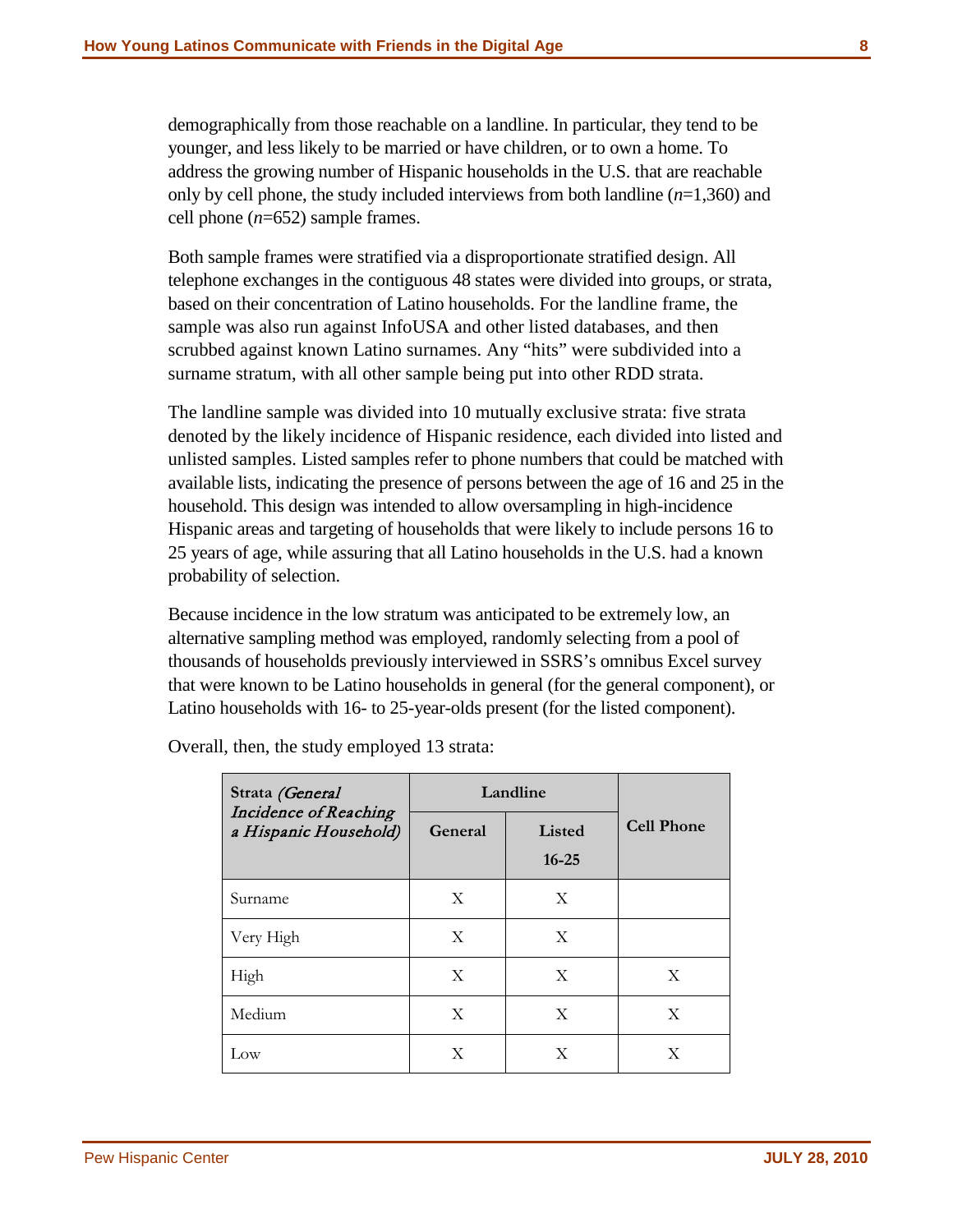demographically from those reachable on a landline. In particular, they tend to be younger, and less likely to be married or have children, or to own a home. To address the growing number of Hispanic households in the U.S. that are reachable only by cell phone, the study included interviews from both landline (*n*=1,360) and cell phone (*n*=652) sample frames.

Both sample frames were stratified via a disproportionate stratified design. All telephone exchanges in the contiguous 48 states were divided into groups, or strata, based on their concentration of Latino households. For the landline frame, the sample was also run against InfoUSA and other listed databases, and then scrubbed against known Latino surnames. Any "hits" were subdivided into a surname stratum, with all other sample being put into other RDD strata.

The landline sample was divided into 10 mutually exclusive strata: five strata denoted by the likely incidence of Hispanic residence, each divided into listed and unlisted samples. Listed samples refer to phone numbers that could be matched with available lists, indicating the presence of persons between the age of 16 and 25 in the household. This design was intended to allow oversampling in high-incidence Hispanic areas and targeting of households that were likely to include persons 16 to 25 years of age, while assuring that all Latino households in the U.S. had a known probability of selection.

Because incidence in the low stratum was anticipated to be extremely low, an alternative sampling method was employed, randomly selecting from a pool of thousands of households previously interviewed in SSRS's omnibus Excel survey that were known to be Latino households in general (for the general component), or Latino households with 16- to 25-year-olds present (for the listed component).

Overall, then, the study employed 13 strata:

| Strata *(General Incidence of Reaching a Hispanic Household)* | Landline | | Cell Phone |
|---|---|---|---|
| | General | Listed 16-25 | |
| Surname | X | X | |
| Very High | X | X | |
| High | X | X | X |
| Medium | X | X | X |
| Low | X | X | X |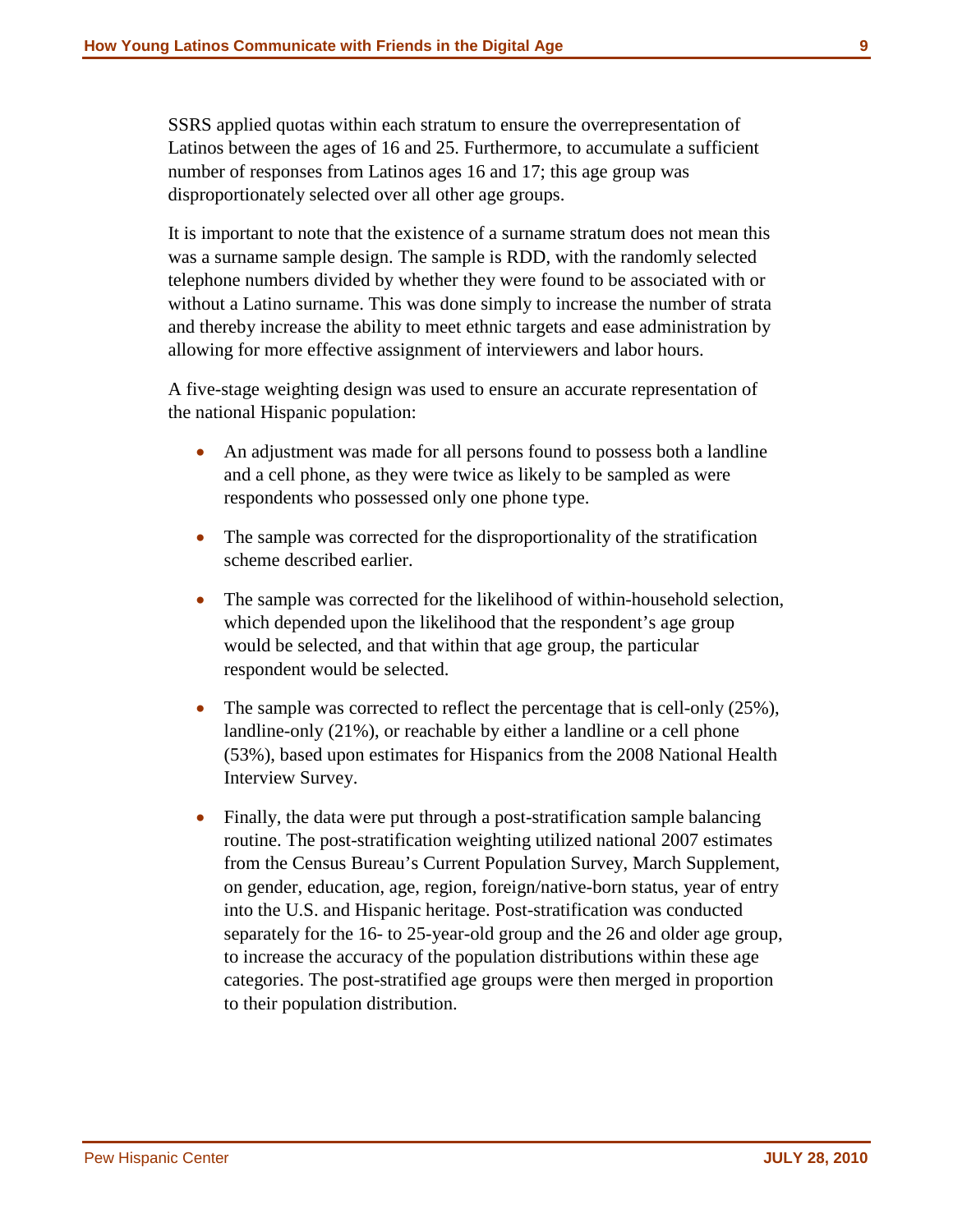SSRS applied quotas within each stratum to ensure the overrepresentation of Latinos between the ages of 16 and 25. Furthermore, to accumulate a sufficient number of responses from Latinos ages 16 and 17; this age group was disproportionately selected over all other age groups.

It is important to note that the existence of a surname stratum does not mean this was a surname sample design. The sample is RDD, with the randomly selected telephone numbers divided by whether they were found to be associated with or without a Latino surname. This was done simply to increase the number of strata and thereby increase the ability to meet ethnic targets and ease administration by allowing for more effective assignment of interviewers and labor hours.

A five-stage weighting design was used to ensure an accurate representation of the national Hispanic population:

- An adjustment was made for all persons found to possess both a landline and a cell phone, as they were twice as likely to be sampled as were respondents who possessed only one phone type.
- The sample was corrected for the disproportionality of the stratification scheme described earlier.
- The sample was corrected for the likelihood of within-household selection, which depended upon the likelihood that the respondent's age group would be selected, and that within that age group, the particular respondent would be selected.
- The sample was corrected to reflect the percentage that is cell-only (25%), landline-only (21%), or reachable by either a landline or a cell phone (53%), based upon estimates for Hispanics from the 2008 National Health Interview Survey.
- Finally, the data were put through a post-stratification sample balancing routine. The post-stratification weighting utilized national 2007 estimates from the Census Bureau's Current Population Survey, March Supplement, on gender, education, age, region, foreign/native-born status, year of entry into the U.S. and Hispanic heritage. Post-stratification was conducted separately for the 16- to 25-year-old group and the 26 and older age group, to increase the accuracy of the population distributions within these age categories. The post-stratified age groups were then merged in proportion to their population distribution.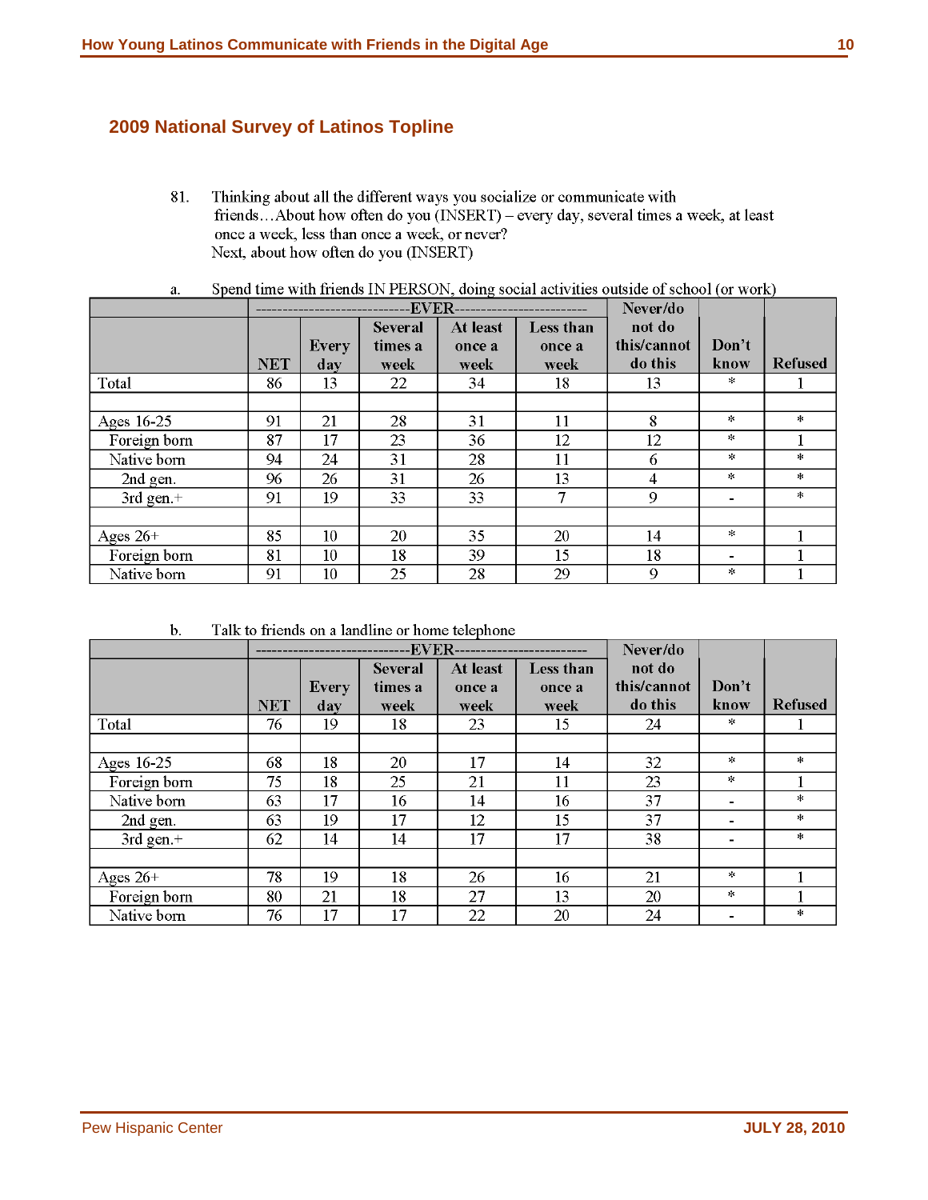## 2009 National Survey of Latinos Topline

81. Thinking about all the different ways you socialize or communicate with friends…About how often do you (INSERT) – every day, several times a week, at least once a week, less than once a week, or never?
Next, about how often do you (INSERT)

a. Spend time with friends IN PERSON, doing social activities outside of school (or work)

| | ---EVER--- | | | | | Never/do not do this/cannot do this | Don't know | Refused |
|---|---|---|---|---|---|---|---|---|
| | NET | Every day | Several times a week | At least once a week | Less than once a week | | | |
| Total | 86 | 13 | 22 | 34 | 18 | 13 | * | 1 |
| | | | | | | | | |
| Ages 16-25 | 91 | 21 | 28 | 31 | 11 | 8 | * | * |
| Foreign born | 87 | 17 | 23 | 36 | 12 | 12 | * | 1 |
| Native born | 94 | 24 | 31 | 28 | 11 | 6 | * | * |
| 2nd gen. | 96 | 26 | 31 | 26 | 13 | 4 | * | * |
| 3rd gen.+ | 91 | 19 | 33 | 33 | 7 | 9 | - | * |
| | | | | | | | | |
| Ages 26+ | 85 | 10 | 20 | 35 | 20 | 14 | * | 1 |
| Foreign born | 81 | 10 | 18 | 39 | 15 | 18 | - | 1 |
| Native born | 91 | 10 | 25 | 28 | 29 | 9 | * | 1 |

b. Talk to friends on a landline or home telephone

| | ---EVER--- | | | | | Never/do not do this/cannot do this | Don't know | Refused |
|---|---|---|---|---|---|---|---|---|
| | NET | Every day | Several times a week | At least once a week | Less than once a week | | | |
| Total | 76 | 19 | 18 | 23 | 15 | 24 | * | 1 |
| | | | | | | | | |
| Ages 16-25 | 68 | 18 | 20 | 17 | 14 | 32 | * | * |
| Foreign born | 75 | 18 | 25 | 21 | 11 | 23 | * | 1 |
| Native born | 63 | 17 | 16 | 14 | 16 | 37 | - | * |
| 2nd gen. | 63 | 19 | 17 | 12 | 15 | 37 | - | * |
| 3rd gen.+ | 62 | 14 | 14 | 17 | 17 | 38 | - | * |
| | | | | | | | | |
| Ages 26+ | 78 | 19 | 18 | 26 | 16 | 21 | * | 1 |
| Foreign born | 80 | 21 | 18 | 27 | 13 | 20 | * | 1 |
| Native born | 76 | 17 | 17 | 22 | 20 | 24 | - | * |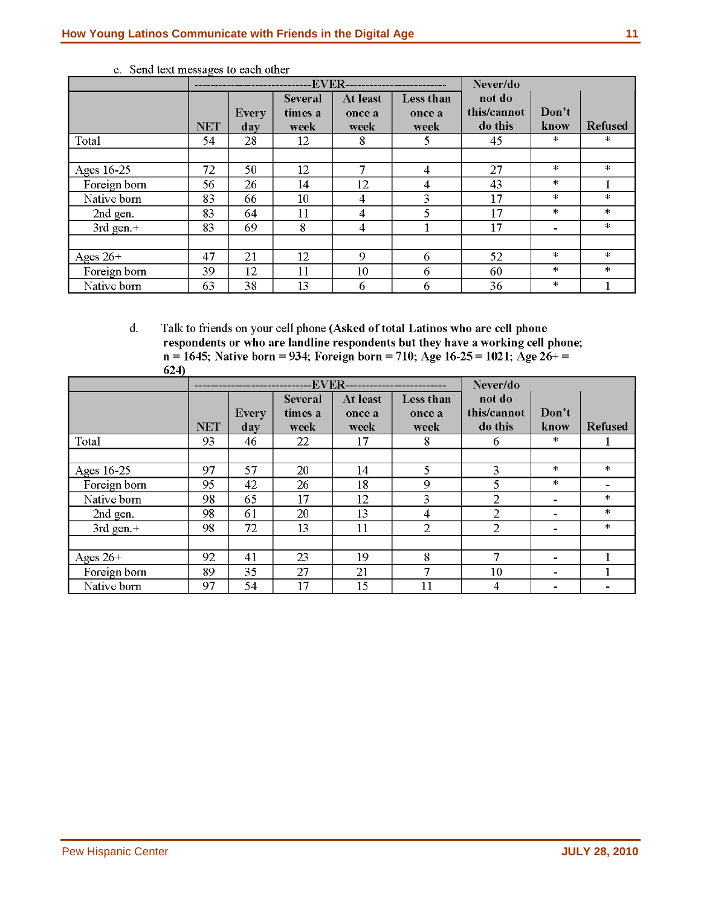c. Send text messages to each other

| | EVER | | | | | Never/do | | |
|---|---|---|---|---|---|---|---|---|
| | NET | Every day | Several times a week | At least once a week | Less than once a week | not do this/cannot do this | Don't know | Refused |
| Total | 54 | 28 | 12 | 8 | 5 | 45 | * | * |
| | | | | | | | | |
| Ages 16-25 | 72 | 50 | 12 | 7 | 4 | 27 | * | * |
| Foreign born | 56 | 26 | 14 | 12 | 4 | 43 | * | 1 |
| Native born | 83 | 66 | 10 | 4 | 3 | 17 | * | * |
| 2nd gen. | 83 | 64 | 11 | 4 | 5 | 17 | * | * |
| 3rd gen.+ | 83 | 69 | 8 | 4 | 1 | 17 | - | * |
| | | | | | | | | |
| Ages 26+ | 47 | 21 | 12 | 9 | 6 | 52 | * | * |
| Foreign born | 39 | 12 | 11 | 10 | 6 | 60 | * | * |
| Native born | 63 | 38 | 13 | 6 | 6 | 36 | * | 1 |

d. Talk to friends on your cell phone **(Asked of total Latinos who are cell phone respondents or who are landline respondents but they have a working cell phone; n = 1645; Native born = 934; Foreign born = 710; Age 16-25 = 1021; Age 26+ = 624)**

| | EVER | | | | | Never/do | | |
|---|---|---|---|---|---|---|---|---|
| | NET | Every day | Several times a week | At least once a week | Less than once a week | not do this/cannot do this | Don't know | Refused |
| Total | 93 | 46 | 22 | 17 | 8 | 6 | * | 1 |
| | | | | | | | | |
| Ages 16-25 | 97 | 57 | 20 | 14 | 5 | 3 | * | * |
| Foreign born | 95 | 42 | 26 | 18 | 9 | 5 | * | - |
| Native born | 98 | 65 | 17 | 12 | 3 | 2 | - | * |
| 2nd gen. | 98 | 61 | 20 | 13 | 4 | 2 | - | * |
| 3rd gen.+ | 98 | 72 | 13 | 11 | 2 | 2 | - | * |
| | | | | | | | | |
| Ages 26+ | 92 | 41 | 23 | 19 | 8 | 7 | - | 1 |
| Foreign born | 89 | 35 | 27 | 21 | 7 | 10 | - | 1 |
| Native born | 97 | 54 | 17 | 15 | 11 | 4 | - | - |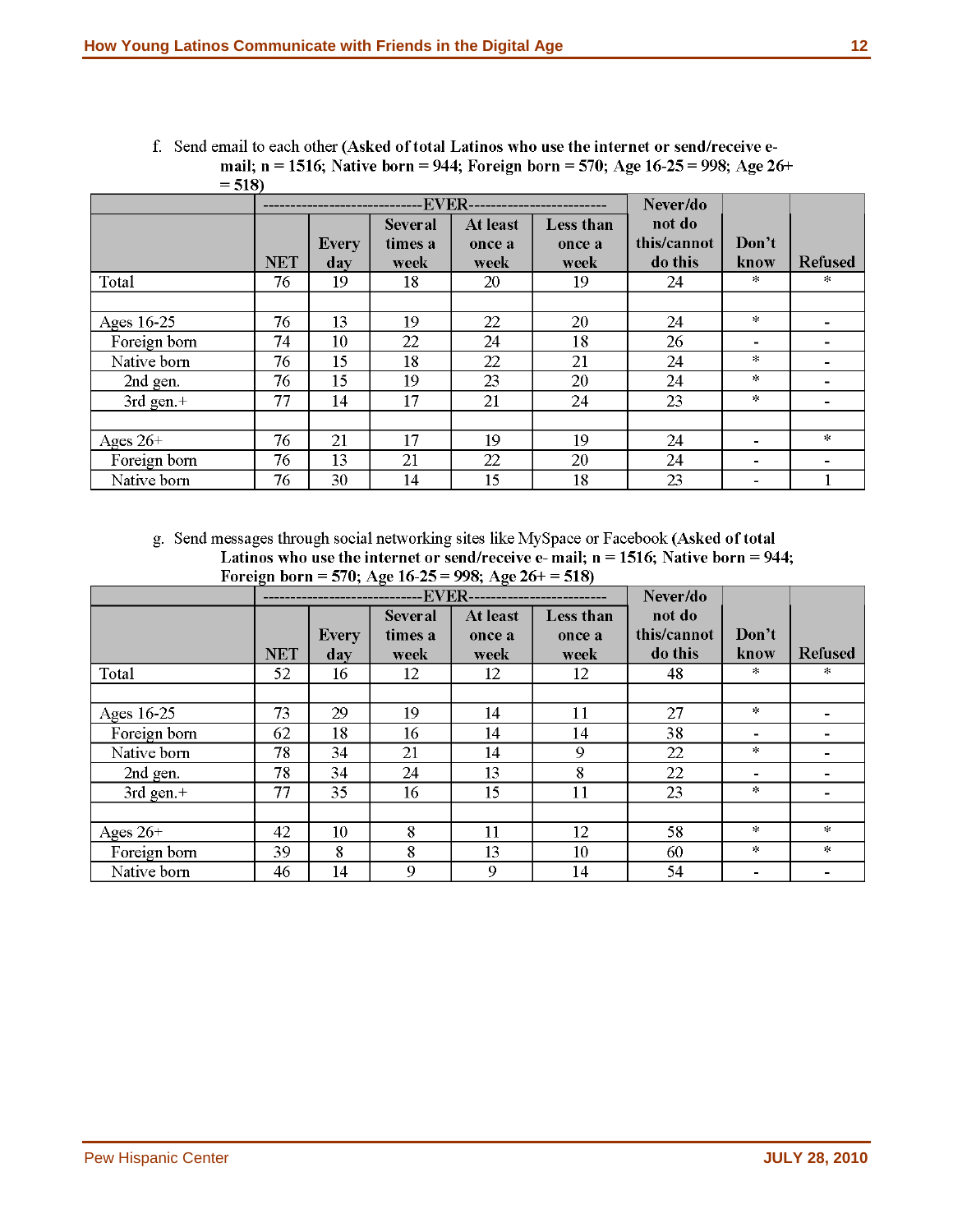f. Send email to each other **(Asked of total Latinos who use the internet or send/receive e-mail; n = 1516; Native born = 944; Foreign born = 570; Age 16-25 = 998; Age 26+ = 518)**

| | --------EVER-------- | | | | | Never/do | | |
|---|---|---|---|---|---|---|---|---|
| | NET | Every day | Several times a week | At least once a week | Less than once a week | not do this/cannot do this | Don't know | Refused |
| Total | 76 | 19 | 18 | 20 | 19 | 24 | * | * |
| | | | | | | | | |
| Ages 16-25 | 76 | 13 | 19 | 22 | 20 | 24 | * | - |
| Foreign born | 74 | 10 | 22 | 24 | 18 | 26 | - | - |
| Native born | 76 | 15 | 18 | 22 | 21 | 24 | * | - |
| 2nd gen. | 76 | 15 | 19 | 23 | 20 | 24 | * | - |
| 3rd gen.+ | 77 | 14 | 17 | 21 | 24 | 23 | * | - |
| | | | | | | | | |
| Ages 26+ | 76 | 21 | 17 | 19 | 19 | 24 | - | * |
| Foreign born | 76 | 13 | 21 | 22 | 20 | 24 | - | - |
| Native born | 76 | 30 | 14 | 15 | 18 | 23 | - | 1 |

g. Send messages through social networking sites like MySpace or Facebook **(Asked of total Latinos who use the internet or send/receive e- mail; n = 1516; Native born = 944; Foreign born = 570; Age 16-25 = 998; Age 26+ = 518)**

| | --------EVER-------- | | | | | Never/do | | |
|---|---|---|---|---|---|---|---|---|
| | NET | Every day | Several times a week | At least once a week | Less than once a week | not do this/cannot do this | Don't know | Refused |
| Total | 52 | 16 | 12 | 12 | 12 | 48 | * | * |
| | | | | | | | | |
| Ages 16-25 | 73 | 29 | 19 | 14 | 11 | 27 | * | - |
| Foreign born | 62 | 18 | 16 | 14 | 14 | 38 | - | - |
| Native born | 78 | 34 | 21 | 14 | 9 | 22 | * | - |
| 2nd gen. | 78 | 34 | 24 | 13 | 8 | 22 | - | - |
| 3rd gen.+ | 77 | 35 | 16 | 15 | 11 | 23 | * | - |
| | | | | | | | | |
| Ages 26+ | 42 | 10 | 8 | 11 | 12 | 58 | * | * |
| Foreign born | 39 | 8 | 8 | 13 | 10 | 60 | * | * |
| Native born | 46 | 14 | 9 | 9 | 14 | 54 | - | - |